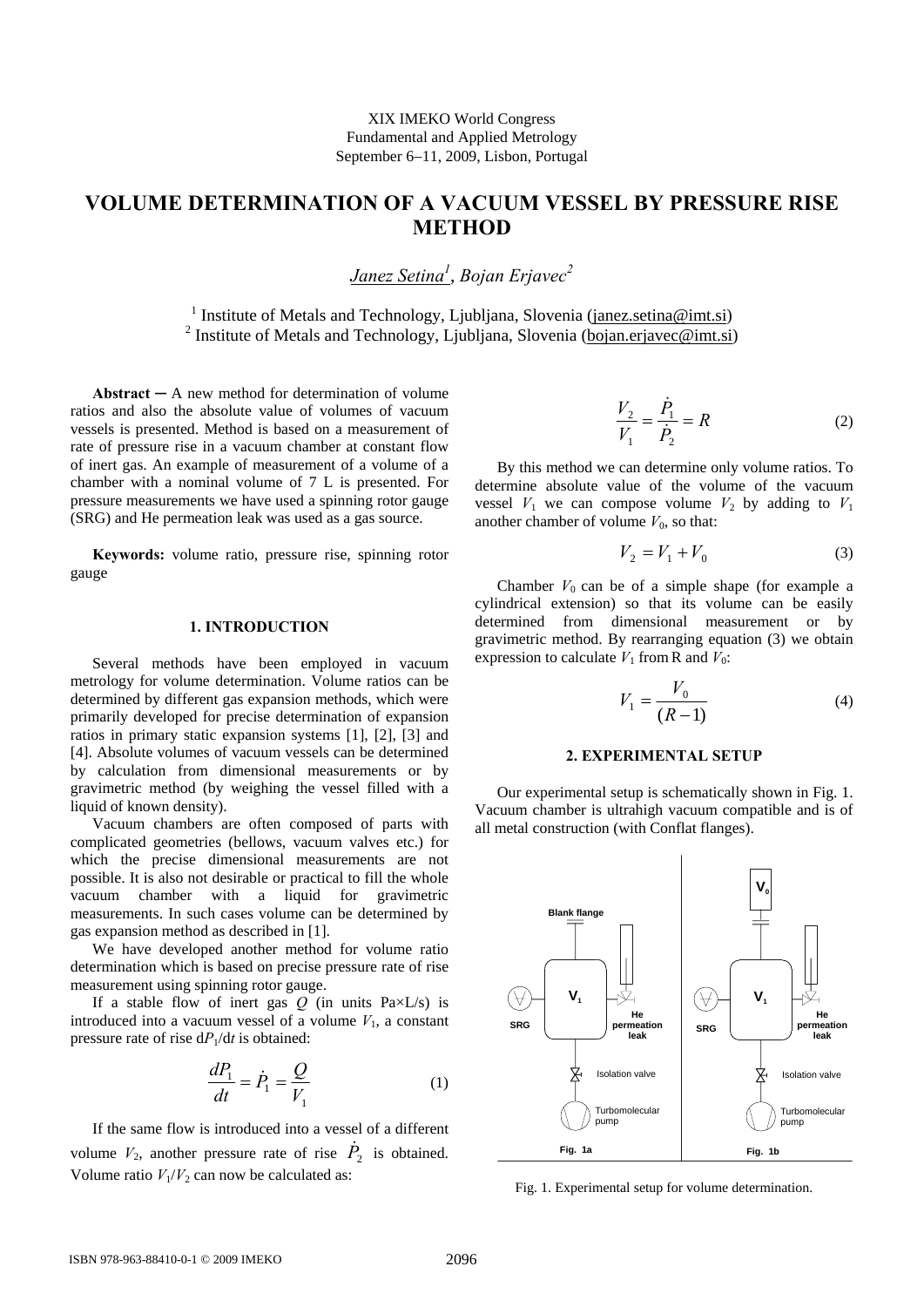XIX IMEKO World Congress
Fundamental and Applied Metrology
September 6–11, 2009, Lisbon, Portugal

# VOLUME DETERMINATION OF A VACUUM VESSEL BY PRESSURE RISE METHOD

*Janez Setina[1], Bojan Erjavec[2]*

[1] Institute of Metals and Technology, Ljubljana, Slovenia (janez.setina@imt.si)
[2] Institute of Metals and Technology, Ljubljana, Slovenia (bojan.erjavec@imt.si)

**Abstract** – A new method for determination of volume ratios and also the absolute value of volumes of vacuum vessels is presented. Method is based on a measurement of rate of pressure rise in a vacuum chamber at constant flow of inert gas. An example of measurement of a volume of a chamber with a nominal volume of 7 L is presented. For pressure measurements we have used a spinning rotor gauge (SRG) and He permeation leak was used as a gas source.

**Keywords:** volume ratio, pressure rise, spinning rotor gauge

## 1. INTRODUCTION

Several methods have been employed in vacuum metrology for volume determination. Volume ratios can be determined by different gas expansion methods, which were primarily developed for precise determination of expansion ratios in primary static expansion systems [1], [2], [3] and [4]. Absolute volumes of vacuum vessels can be determined by calculation from dimensional measurements or by gravimetric method (by weighing the vessel filled with a liquid of known density).

Vacuum chambers are often composed of parts with complicated geometries (bellows, vacuum valves etc.) for which the precise dimensional measurements are not possible. It is also not desirable or practical to fill the whole vacuum chamber with a liquid for gravimetric measurements. In such cases volume can be determined by gas expansion method as described in [1].

We have developed another method for volume ratio determination which is based on precise pressure rate of rise measurement using spinning rotor gauge.

If a stable flow of inert gas $Q$ (in units Pa×L/s) is introduced into a vacuum vessel of a volume $V_1$, a constant pressure rate of rise $dP_1/dt$ is obtained:

$$\frac{dP_1}{dt} = \dot{P}_1 = \frac{Q}{V_1} \tag{1}$$

If the same flow is introduced into a vessel of a different volume $V_2$, another pressure rate of rise $\dot{P}_2$ is obtained. Volume ratio $V_1/V_2$ can now be calculated as:

$$\frac{V_2}{V_1} = \frac{\dot{P}_1}{\dot{P}_2} = R \tag{2}$$

By this method we can determine only volume ratios. To determine absolute value of the volume of the vacuum vessel $V_1$ we can compose volume $V_2$ by adding to $V_1$ another chamber of volume $V_0$, so that:

$$V_2 = V_1 + V_0 \tag{3}$$

Chamber $V_0$ can be of a simple shape (for example a cylindrical extension) so that its volume can be easily determined from dimensional measurement or by gravimetric method. By rearranging equation (3) we obtain expression to calculate $V_1$ from R and $V_0$:

$$V_1 = \frac{V_0}{(R-1)} \tag{4}$$

## 2. EXPERIMENTAL SETUP

Our experimental setup is schematically shown in Fig. 1. Vacuum chamber is ultrahigh vacuum compatible and is of all metal construction (with Conflat flanges).

Fig. 1. Experimental setup for volume determination.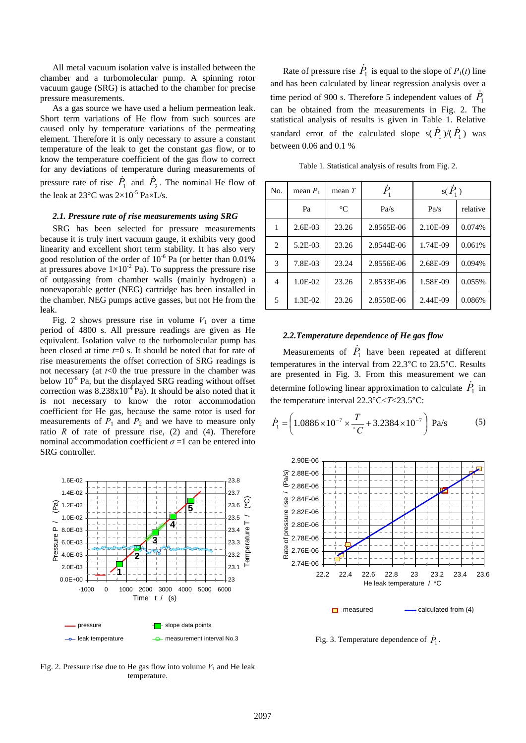All metal vacuum isolation valve is installed between the chamber and a turbomolecular pump. A spinning rotor vacuum gauge (SRG) is attached to the chamber for precise pressure measurements.

As a gas source we have used a helium permeation leak. Short term variations of He flow from such sources are caused only by temperature variations of the permeating element. Therefore it is only necessary to assure a constant temperature of the leak to get the constant gas flow, or to know the temperature coefficient of the gas flow to correct for any deviations of temperature during measurements of pressure rate of rise $\dot{P}_1$ and $\dot{P}_2$. The nominal He flow of the leak at 23°C was $2\times10^{-5}$ Pa×L/s.

### 2.1. Pressure rate of rise measurements using SRG

SRG has been selected for pressure measurements because it is truly inert vacuum gauge, it exhibits very good linearity and excellent short term stability. It has also very good resolution of the order of $10^{-6}$ Pa (or better than 0.01% at pressures above $1\times10^{-2}$ Pa). To suppress the pressure rise of outgassing from chamber walls (mainly hydrogen) a nonevaporable getter (NEG) cartridge has been installed in the chamber. NEG pumps active gasses, but not He from the leak.

Fig. 2 shows pressure rise in volume $V_1$ over a time period of 4800 s. All pressure readings are given as He equivalent. Isolation valve to the turbomolecular pump has been closed at time $t$=0 s. It should be noted that for rate of rise measurements the offset correction of SRG readings is not necessary (at $t$<0 the true pressure in the chamber was below $10^{-6}$ Pa, but the displayed SRG reading without offset correction was $8.238\times10^{-4}$ Pa). It should be also noted that it is not necessary to know the rotor accommodation coefficient for He gas, because the same rotor is used for measurements of $P_1$ and $P_2$ and we have to measure only ratio $R$ of rate of pressure rise, (2) and (4). Therefore nominal accommodation coefficient $\sigma$ =1 can be entered into SRG controller.

Fig. 2. Pressure rise due to He gas flow into volume $V_1$ and He leak temperature.

Rate of pressure rise $\dot{P}_1$ is equal to the slope of $P_1(t)$ line and has been calculated by linear regression analysis over a time period of 900 s. Therefore 5 independent values of $\dot{P}_1$ can be obtained from the measurements in Fig. 2. The statistical analysis of results is given in Table 1. Relative standard error of the calculated slope s($\dot{P}_1$)/($\dot{P}_1$) was between 0.06 and 0.1 %

Table 1. Statistical analysis of results from Fig. 2.

| No. | mean $P_1$ | mean $T$ | $\dot{P}_1$ | s($\dot{P}_1$) | |
|---|---|---|---|---|---|
| | Pa | °C | Pa/s | Pa/s | relative |
| 1 | 2.6E-03 | 23.26 | 2.8565E-06 | 2.10E-09 | 0.074% |
| 2 | 5.2E-03 | 23.26 | 2.8544E-06 | 1.74E-09 | 0.061% |
| 3 | 7.8E-03 | 23.24 | 2.8556E-06 | 2.68E-09 | 0.094% |
| 4 | 1.0E-02 | 23.26 | 2.8533E-06 | 1.58E-09 | 0.055% |
| 5 | 1.3E-02 | 23.26 | 2.8550E-06 | 2.44E-09 | 0.086% |

### 2.2. Temperature dependence of He gas flow

Measurements of $\dot{P}_1$ have been repeated at different temperatures in the interval from 22.3°C to 23.5°C. Results are presented in Fig. 3. From this measurement we can determine following linear approximation to calculate $\dot{P}_1$ in the temperature interval 22.3°C<$T$<23.5°C:

$$\dot{P}_1 = \left(1.0886\times10^{-7}\times\frac{T}{^{\circ}C}+3.2384\times10^{-7}\right)\ \text{Pa/s} \qquad (5)$$

Fig. 3. Temperature dependence of $\dot{P}_1$.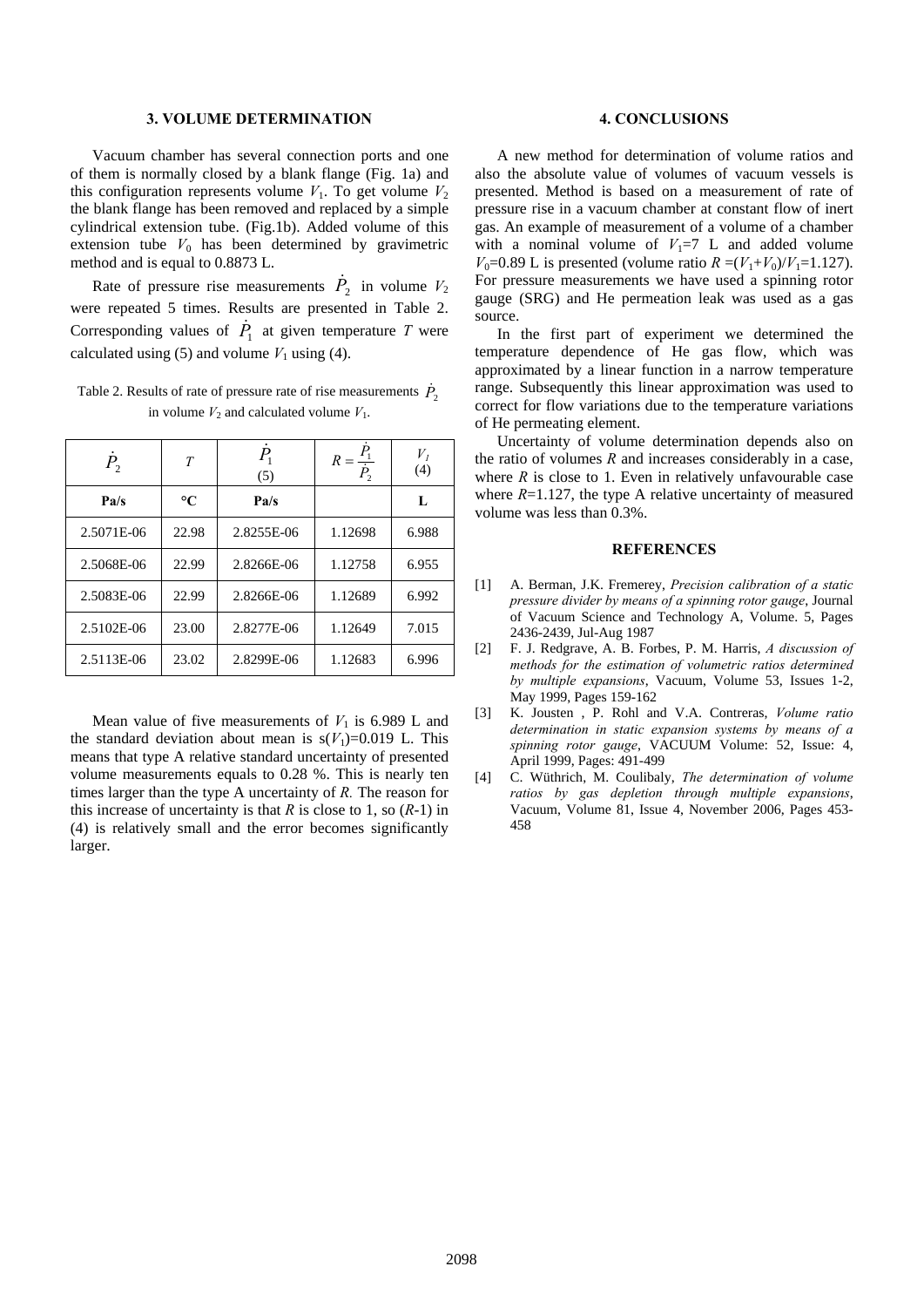### 3. VOLUME DETERMINATION

Vacuum chamber has several connection ports and one of them is normally closed by a blank flange (Fig. 1a) and this configuration represents volume $V_1$. To get volume $V_2$ the blank flange has been removed and replaced by a simple cylindrical extension tube. (Fig.1b). Added volume of this extension tube $V_0$ has been determined by gravimetric method and is equal to 0.8873 L.

Rate of pressure rise measurements $\dot{P}_2$ in volume $V_2$ were repeated 5 times. Results are presented in Table 2. Corresponding values of $\dot{P}_1$ at given temperature $T$ were calculated using (5) and volume $V_1$ using (4).

Table 2. Results of rate of pressure rate of rise measurements $\dot{P}_2$ in volume $V_2$ and calculated volume $V_1$.

| $\dot{P}_2$ | $T$ | $\dot{P}_1$ (5) | $R = \frac{\dot{P}_1}{\dot{P}_2}$ | $V_1$ (4) |
|---|---|---|---|---|
| **Pa/s** | **°C** | **Pa/s** | | **L** |
| 2.5071E-06 | 22.98 | 2.8255E-06 | 1.12698 | 6.988 |
| 2.5068E-06 | 22.99 | 2.8266E-06 | 1.12758 | 6.955 |
| 2.5083E-06 | 22.99 | 2.8266E-06 | 1.12689 | 6.992 |
| 2.5102E-06 | 23.00 | 2.8277E-06 | 1.12649 | 7.015 |
| 2.5113E-06 | 23.02 | 2.8299E-06 | 1.12683 | 6.996 |

Mean value of five measurements of $V_1$ is 6.989 L and the standard deviation about mean is $s(V_1)$=0.019 L. This means that type A relative standard uncertainty of presented volume measurements equals to 0.28 %. This is nearly ten times larger than the type A uncertainty of $R$. The reason for this increase of uncertainty is that $R$ is close to 1, so ($R$-1) in (4) is relatively small and the error becomes significantly larger.

### 4. CONCLUSIONS

A new method for determination of volume ratios and also the absolute value of volumes of vacuum vessels is presented. Method is based on a measurement of rate of pressure rise in a vacuum chamber at constant flow of inert gas. An example of measurement of a volume of a chamber with a nominal volume of $V_1$=7 L and added volume $V_0$=0.89 L is presented (volume ratio $R = (V_1+V_0)/V_1$=1.127). For pressure measurements we have used a spinning rotor gauge (SRG) and He permeation leak was used as a gas source.

In the first part of experiment we determined the temperature dependence of He gas flow, which was approximated by a linear function in a narrow temperature range. Subsequently this linear approximation was used to correct for flow variations due to the temperature variations of He permeating element.

Uncertainty of volume determination depends also on the ratio of volumes $R$ and increases considerably in a case, where $R$ is close to 1. Even in relatively unfavourable case where $R$=1.127, the type A relative uncertainty of measured volume was less than 0.3%.

### REFERENCES

[1] A. Berman, J.K. Fremerey, *Precision calibration of a static pressure divider by means of a spinning rotor gauge*, Journal of Vacuum Science and Technology A, Volume. 5, Pages 2436-2439, Jul-Aug 1987

[2] F. J. Redgrave, A. B. Forbes, P. M. Harris, *A discussion of methods for the estimation of volumetric ratios determined by multiple expansions*, Vacuum, Volume 53, Issues 1-2, May 1999, Pages 159-162

[3] K. Jousten , P. Rohl and V.A. Contreras, *Volume ratio determination in static expansion systems by means of a spinning rotor gauge*, VACUUM Volume: 52, Issue: 4, April 1999, Pages: 491-499

[4] C. Wüthrich, M. Coulibaly, *The determination of volume ratios by gas depletion through multiple expansions*, Vacuum, Volume 81, Issue 4, November 2006, Pages 453-458